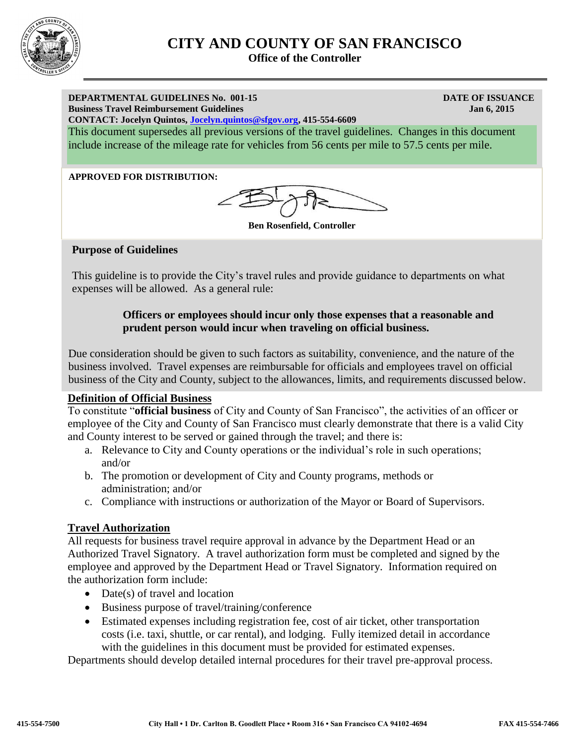# CITY AND COUNTY OF SAN FRANCISCO

**Office of the Controller**

**DEPARTMENTAL GUIDELINES No. 001-15** **DATE OF ISSUANCE**
**Business Travel Reimbursement Guidelines** **Jan 6, 2015**
**CONTACT: Jocelyn Quintos, Jocelyn.quintos@sfgov.org, 415-554-6609**

This document supersedes all previous versions of the travel guidelines. Changes in this document include increase of the mileage rate for vehicles from 56 cents per mile to 57.5 cents per mile.

**APPROVED FOR DISTRIBUTION:**

**Ben Rosenfield, Controller**

## Purpose of Guidelines

This guideline is to provide the City's travel rules and provide guidance to departments on what expenses will be allowed. As a general rule:

> **Officers or employees should incur only those expenses that a reasonable and prudent person would incur when traveling on official business.**

Due consideration should be given to such factors as suitability, convenience, and the nature of the business involved. Travel expenses are reimbursable for officials and employees travel on official business of the City and County, subject to the allowances, limits, and requirements discussed below.

## Definition of Official Business

To constitute "**official business** of City and County of San Francisco", the activities of an officer or employee of the City and County of San Francisco must clearly demonstrate that there is a valid City and County interest to be served or gained through the travel; and there is:

a. Relevance to City and County operations or the individual's role in such operations; and/or
b. The promotion or development of City and County programs, methods or administration; and/or
c. Compliance with instructions or authorization of the Mayor or Board of Supervisors.

## Travel Authorization

All requests for business travel require approval in advance by the Department Head or an Authorized Travel Signatory. A travel authorization form must be completed and signed by the employee and approved by the Department Head or Travel Signatory. Information required on the authorization form include:

- Date(s) of travel and location
- Business purpose of travel/training/conference
- Estimated expenses including registration fee, cost of air ticket, other transportation costs (i.e. taxi, shuttle, or car rental), and lodging. Fully itemized detail in accordance with the guidelines in this document must be provided for estimated expenses.

Departments should develop detailed internal procedures for their travel pre-approval process.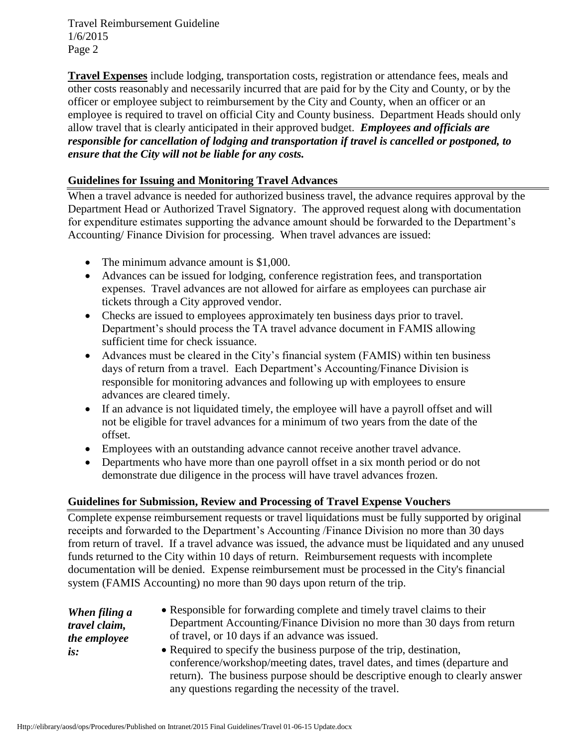**Travel Expenses** include lodging, transportation costs, registration or attendance fees, meals and other costs reasonably and necessarily incurred that are paid for by the City and County, or by the officer or employee subject to reimbursement by the City and County, when an officer or an employee is required to travel on official City and County business. Department Heads should only allow travel that is clearly anticipated in their approved budget. ***Employees and officials are responsible for cancellation of lodging and transportation if travel is cancelled or postponed, to ensure that the City will not be liable for any costs.***

## Guidelines for Issuing and Monitoring Travel Advances

When a travel advance is needed for authorized business travel, the advance requires approval by the Department Head or Authorized Travel Signatory. The approved request along with documentation for expenditure estimates supporting the advance amount should be forwarded to the Department's Accounting/ Finance Division for processing. When travel advances are issued:

- The minimum advance amount is $1,000.
- Advances can be issued for lodging, conference registration fees, and transportation expenses. Travel advances are not allowed for airfare as employees can purchase air tickets through a City approved vendor.
- Checks are issued to employees approximately ten business days prior to travel. Department's should process the TA travel advance document in FAMIS allowing sufficient time for check issuance.
- Advances must be cleared in the City's financial system (FAMIS) within ten business days of return from a travel. Each Department's Accounting/Finance Division is responsible for monitoring advances and following up with employees to ensure advances are cleared timely.
- If an advance is not liquidated timely, the employee will have a payroll offset and will not be eligible for travel advances for a minimum of two years from the date of the offset.
- Employees with an outstanding advance cannot receive another travel advance.
- Departments who have more than one payroll offset in a six month period or do not demonstrate due diligence in the process will have travel advances frozen.

## Guidelines for Submission, Review and Processing of Travel Expense Vouchers

Complete expense reimbursement requests or travel liquidations must be fully supported by original receipts and forwarded to the Department's Accounting /Finance Division no more than 30 days from return of travel. If a travel advance was issued, the advance must be liquidated and any unused funds returned to the City within 10 days of return. Reimbursement requests with incomplete documentation will be denied. Expense reimbursement must be processed in the City's financial system (FAMIS Accounting) no more than 90 days upon return of the trip.

***When filing a travel claim, the employee is:***

- Responsible for forwarding complete and timely travel claims to their Department Accounting/Finance Division no more than 30 days from return of travel, or 10 days if an advance was issued.
- Required to specify the business purpose of the trip, destination, conference/workshop/meeting dates, travel dates, and times (departure and return). The business purpose should be descriptive enough to clearly answer any questions regarding the necessity of the travel.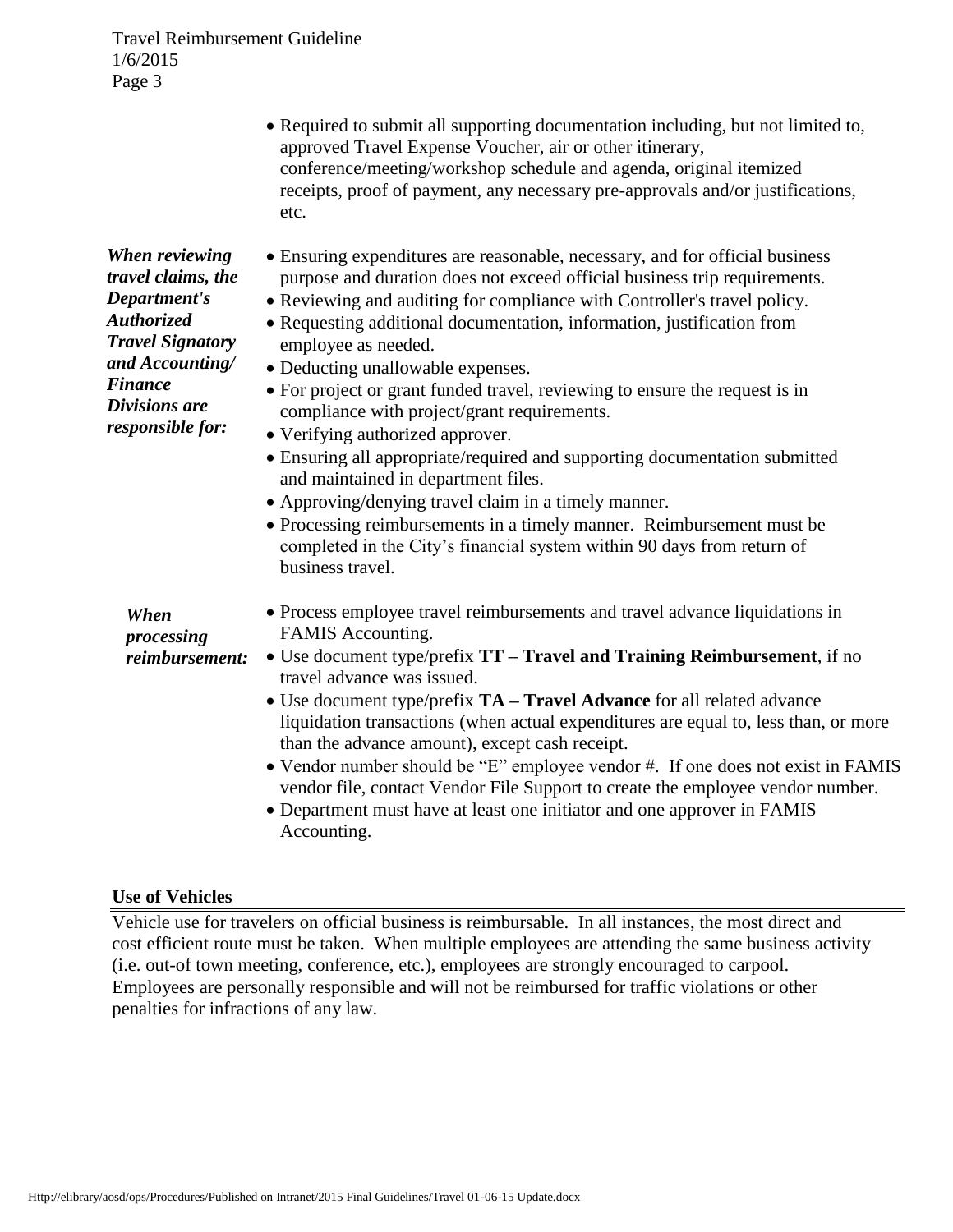- Required to submit all supporting documentation including, but not limited to, approved Travel Expense Voucher, air or other itinerary, conference/meeting/workshop schedule and agenda, original itemized receipts, proof of payment, any necessary pre-approvals and/or justifications, etc.

***When reviewing travel claims, the Department's Authorized Travel Signatory and Accounting/ Finance Divisions are responsible for:***

- Ensuring expenditures are reasonable, necessary, and for official business purpose and duration does not exceed official business trip requirements.
- Reviewing and auditing for compliance with Controller's travel policy.
- Requesting additional documentation, information, justification from employee as needed.
- Deducting unallowable expenses.
- For project or grant funded travel, reviewing to ensure the request is in compliance with project/grant requirements.
- Verifying authorized approver.
- Ensuring all appropriate/required and supporting documentation submitted and maintained in department files.
- Approving/denying travel claim in a timely manner.
- Processing reimbursements in a timely manner. Reimbursement must be completed in the City's financial system within 90 days from return of business travel.

***When processing reimbursement:***

- Process employee travel reimbursements and travel advance liquidations in FAMIS Accounting.
- Use document type/prefix **TT – Travel and Training Reimbursement**, if no travel advance was issued.
- Use document type/prefix **TA – Travel Advance** for all related advance liquidation transactions (when actual expenditures are equal to, less than, or more than the advance amount), except cash receipt.
- Vendor number should be "E" employee vendor #. If one does not exist in FAMIS vendor file, contact Vendor File Support to create the employee vendor number.
- Department must have at least one initiator and one approver in FAMIS Accounting.

## Use of Vehicles

Vehicle use for travelers on official business is reimbursable. In all instances, the most direct and cost efficient route must be taken. When multiple employees are attending the same business activity (i.e. out-of town meeting, conference, etc.), employees are strongly encouraged to carpool. Employees are personally responsible and will not be reimbursed for traffic violations or other penalties for infractions of any law.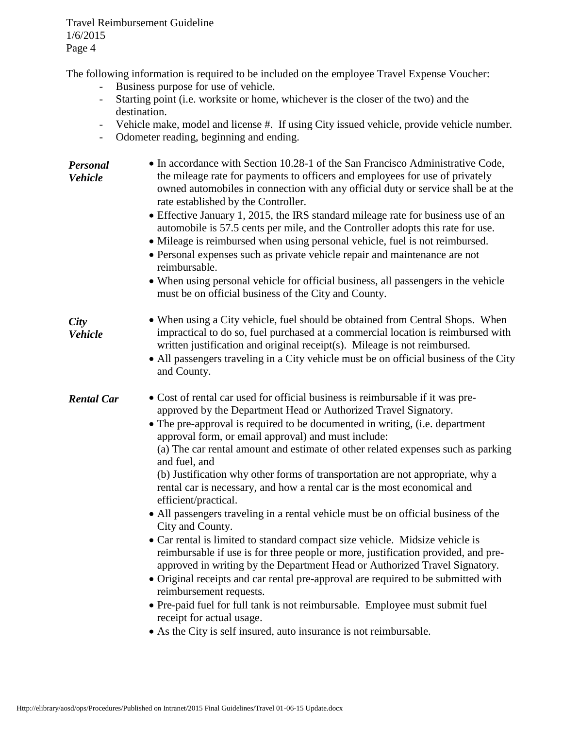The following information is required to be included on the employee Travel Expense Voucher:

- Business purpose for use of vehicle.
- Starting point (i.e. worksite or home, whichever is the closer of the two) and the destination.
- Vehicle make, model and license #. If using City issued vehicle, provide vehicle number.
- Odometer reading, beginning and ending.

***Personal Vehicle***

- In accordance with Section 10.28-1 of the San Francisco Administrative Code, the mileage rate for payments to officers and employees for use of privately owned automobiles in connection with any official duty or service shall be at the rate established by the Controller.
- Effective January 1, 2015, the IRS standard mileage rate for business use of an automobile is 57.5 cents per mile, and the Controller adopts this rate for use.
- Mileage is reimbursed when using personal vehicle, fuel is not reimbursed.
- Personal expenses such as private vehicle repair and maintenance are not reimbursable.
- When using personal vehicle for official business, all passengers in the vehicle must be on official business of the City and County.

***City Vehicle***

- When using a City vehicle, fuel should be obtained from Central Shops. When impractical to do so, fuel purchased at a commercial location is reimbursed with written justification and original receipt(s). Mileage is not reimbursed.
- All passengers traveling in a City vehicle must be on official business of the City and County.

***Rental Car***

- Cost of rental car used for official business is reimbursable if it was pre-approved by the Department Head or Authorized Travel Signatory.
- The pre-approval is required to be documented in writing, (i.e. department approval form, or email approval) and must include:
  (a) The car rental amount and estimate of other related expenses such as parking and fuel, and
  (b) Justification why other forms of transportation are not appropriate, why a rental car is necessary, and how a rental car is the most economical and efficient/practical.
- All passengers traveling in a rental vehicle must be on official business of the City and County.
- Car rental is limited to standard compact size vehicle. Midsize vehicle is reimbursable if use is for three people or more, justification provided, and pre-approved in writing by the Department Head or Authorized Travel Signatory.
- Original receipts and car rental pre-approval are required to be submitted with reimbursement requests.
- Pre-paid fuel for full tank is not reimbursable. Employee must submit fuel receipt for actual usage.
- As the City is self insured, auto insurance is not reimbursable.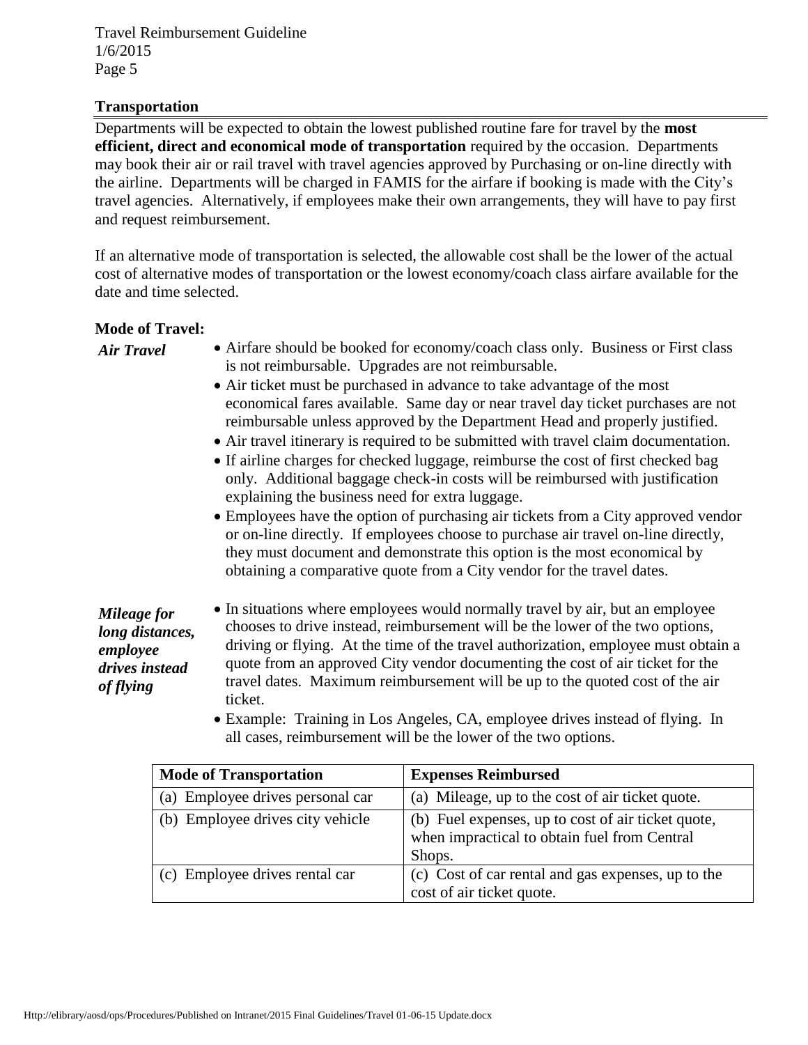## Transportation

Departments will be expected to obtain the lowest published routine fare for travel by the **most efficient, direct and economical mode of transportation** required by the occasion. Departments may book their air or rail travel with travel agencies approved by Purchasing or on-line directly with the airline. Departments will be charged in FAMIS for the airfare if booking is made with the City's travel agencies. Alternatively, if employees make their own arrangements, they will have to pay first and request reimbursement.

If an alternative mode of transportation is selected, the allowable cost shall be the lower of the actual cost of alternative modes of transportation or the lowest economy/coach class airfare available for the date and time selected.

### Mode of Travel:

***Air Travel***

- Airfare should be booked for economy/coach class only. Business or First class is not reimbursable. Upgrades are not reimbursable.
- Air ticket must be purchased in advance to take advantage of the most economical fares available. Same day or near travel day ticket purchases are not reimbursable unless approved by the Department Head and properly justified.
- Air travel itinerary is required to be submitted with travel claim documentation.
- If airline charges for checked luggage, reimburse the cost of first checked bag only. Additional baggage check-in costs will be reimbursed with justification explaining the business need for extra luggage.
- Employees have the option of purchasing air tickets from a City approved vendor or on-line directly. If employees choose to purchase air travel on-line directly, they must document and demonstrate this option is the most economical by obtaining a comparative quote from a City vendor for the travel dates.

***Mileage for long distances, employee drives instead of flying***

- In situations where employees would normally travel by air, but an employee chooses to drive instead, reimbursement will be the lower of the two options, driving or flying. At the time of the travel authorization, employee must obtain a quote from an approved City vendor documenting the cost of air ticket for the travel dates. Maximum reimbursement will be up to the quoted cost of the air ticket.
- Example: Training in Los Angeles, CA, employee drives instead of flying. In all cases, reimbursement will be the lower of the two options.

| Mode of Transportation | Expenses Reimbursed |
|---|---|
| (a) Employee drives personal car | (a) Mileage, up to the cost of air ticket quote. |
| (b) Employee drives city vehicle | (b) Fuel expenses, up to cost of air ticket quote, when impractical to obtain fuel from Central Shops. |
| (c) Employee drives rental car | (c) Cost of car rental and gas expenses, up to the cost of air ticket quote. |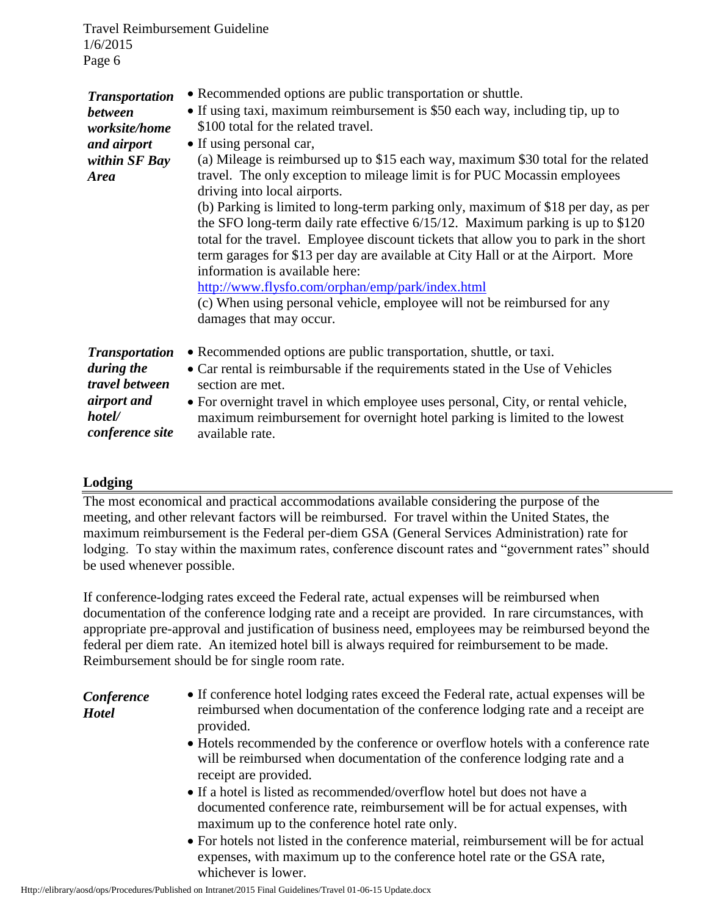| | |
|---|---|
| ***Transportation between worksite/home and airport within SF Bay Area*** | • Recommended options are public transportation or shuttle.<br>• If using taxi, maximum reimbursement is $50 each way, including tip, up to $100 total for the related travel.<br>• If using personal car,<br>(a) Mileage is reimbursed up to $15 each way, maximum $30 total for the related travel. The only exception to mileage limit is for PUC Mocassin employees driving into local airports.<br>(b) Parking is limited to long-term parking only, maximum of $18 per day, as per the SFO long-term daily rate effective 6/15/12. Maximum parking is up to $120 total for the travel. Employee discount tickets that allow you to park in the short term garages for $13 per day are available at City Hall or at the Airport. More information is available here: [http://www.flysfo.com/orphan/emp/park/index.html](http://www.flysfo.com/orphan/emp/park/index.html)<br>(c) When using personal vehicle, employee will not be reimbursed for any damages that may occur. |
| ***Transportation during the travel between airport and hotel/ conference site*** | • Recommended options are public transportation, shuttle, or taxi.<br>• Car rental is reimbursable if the requirements stated in the Use of Vehicles section are met.<br>• For overnight travel in which employee uses personal, City, or rental vehicle, maximum reimbursement for overnight hotel parking is limited to the lowest available rate. |

## Lodging

The most economical and practical accommodations available considering the purpose of the meeting, and other relevant factors will be reimbursed. For travel within the United States, the maximum reimbursement is the Federal per-diem GSA (General Services Administration) rate for lodging. To stay within the maximum rates, conference discount rates and "government rates" should be used whenever possible.

If conference-lodging rates exceed the Federal rate, actual expenses will be reimbursed when documentation of the conference lodging rate and a receipt are provided. In rare circumstances, with appropriate pre-approval and justification of business need, employees may be reimbursed beyond the federal per diem rate. An itemized hotel bill is always required for reimbursement to be made. Reimbursement should be for single room rate.

| | |
|---|---|
| ***Conference Hotel*** | • If conference hotel lodging rates exceed the Federal rate, actual expenses will be reimbursed when documentation of the conference lodging rate and a receipt are provided.<br>• Hotels recommended by the conference or overflow hotels with a conference rate will be reimbursed when documentation of the conference lodging rate and a receipt are provided.<br>• If a hotel is listed as recommended/overflow hotel but does not have a documented conference rate, reimbursement will be for actual expenses, with maximum up to the conference hotel rate only.<br>• For hotels not listed in the conference material, reimbursement will be for actual expenses, with maximum up to the conference hotel rate or the GSA rate, whichever is lower. |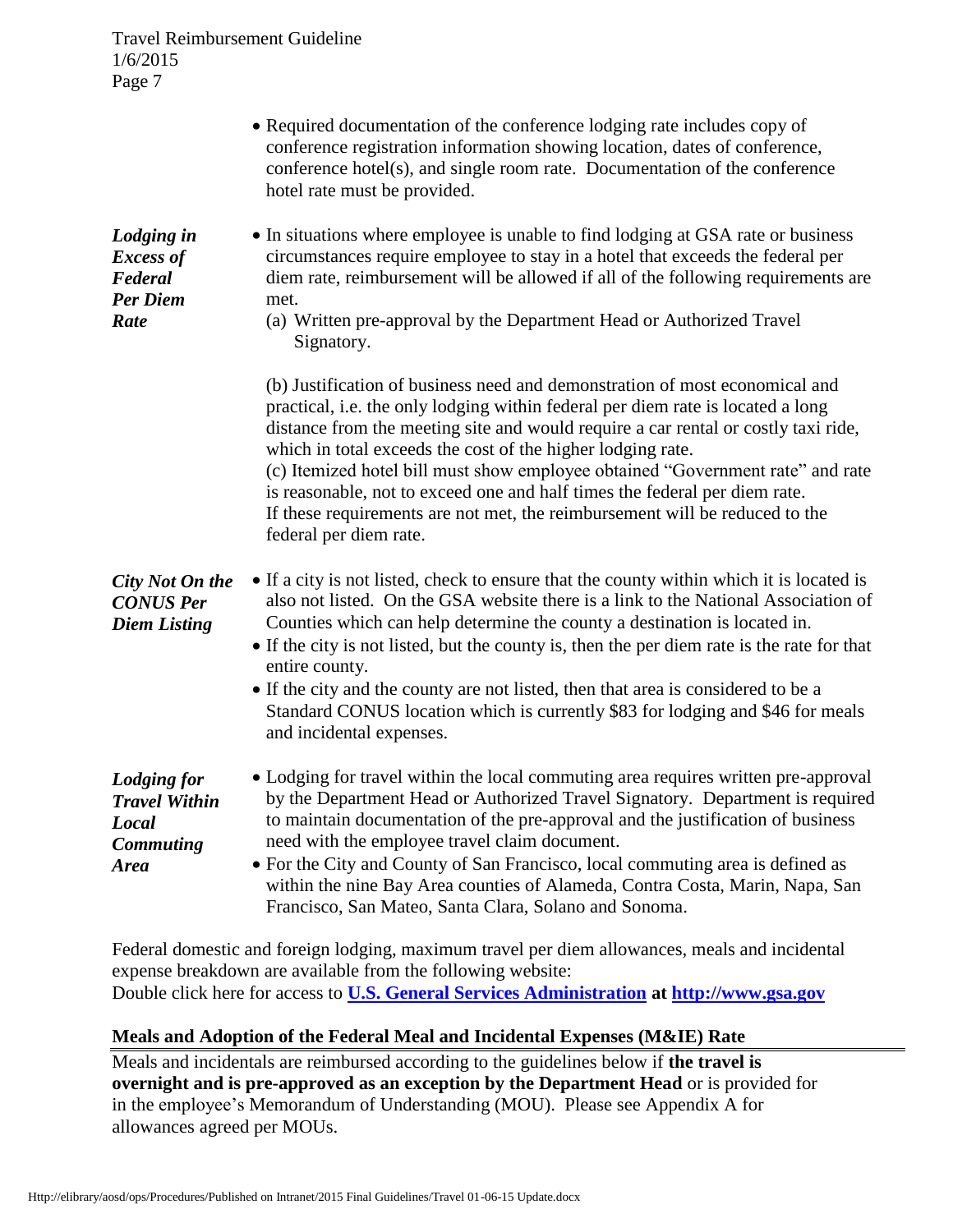- Required documentation of the conference lodging rate includes copy of conference registration information showing location, dates of conference, conference hotel(s), and single room rate. Documentation of the conference hotel rate must be provided.

***Lodging in Excess of Federal Per Diem Rate***

- In situations where employee is unable to find lodging at GSA rate or business circumstances require employee to stay in a hotel that exceeds the federal per diem rate, reimbursement will be allowed if all of the following requirements are met.
  (a) Written pre-approval by the Department Head or Authorized Travel Signatory.

  (b) Justification of business need and demonstration of most economical and practical, i.e. the only lodging within federal per diem rate is located a long distance from the meeting site and would require a car rental or costly taxi ride, which in total exceeds the cost of the higher lodging rate.
  (c) Itemized hotel bill must show employee obtained "Government rate" and rate is reasonable, not to exceed one and half times the federal per diem rate.
  If these requirements are not met, the reimbursement will be reduced to the federal per diem rate.

***City Not On the CONUS Per Diem Listing***

- If a city is not listed, check to ensure that the county within which it is located is also not listed. On the GSA website there is a link to the National Association of Counties which can help determine the county a destination is located in.
- If the city is not listed, but the county is, then the per diem rate is the rate for that entire county.
- If the city and the county are not listed, then that area is considered to be a Standard CONUS location which is currently $83 for lodging and $46 for meals and incidental expenses.

***Lodging for Travel Within Local Commuting Area***

- Lodging for travel within the local commuting area requires written pre-approval by the Department Head or Authorized Travel Signatory. Department is required to maintain documentation of the pre-approval and the justification of business need with the employee travel claim document.
- For the City and County of San Francisco, local commuting area is defined as within the nine Bay Area counties of Alameda, Contra Costa, Marin, Napa, San Francisco, San Mateo, Santa Clara, Solano and Sonoma.

Federal domestic and foreign lodging, maximum travel per diem allowances, meals and incidental expense breakdown are available from the following website:
Double click here for access to **U.S. General Services Administration at http://www.gsa.gov**

## Meals and Adoption of the Federal Meal and Incidental Expenses (M&IE) Rate

Meals and incidentals are reimbursed according to the guidelines below if **the travel is overnight and is pre-approved as an exception by the Department Head** or is provided for in the employee's Memorandum of Understanding (MOU). Please see Appendix A for allowances agreed per MOUs.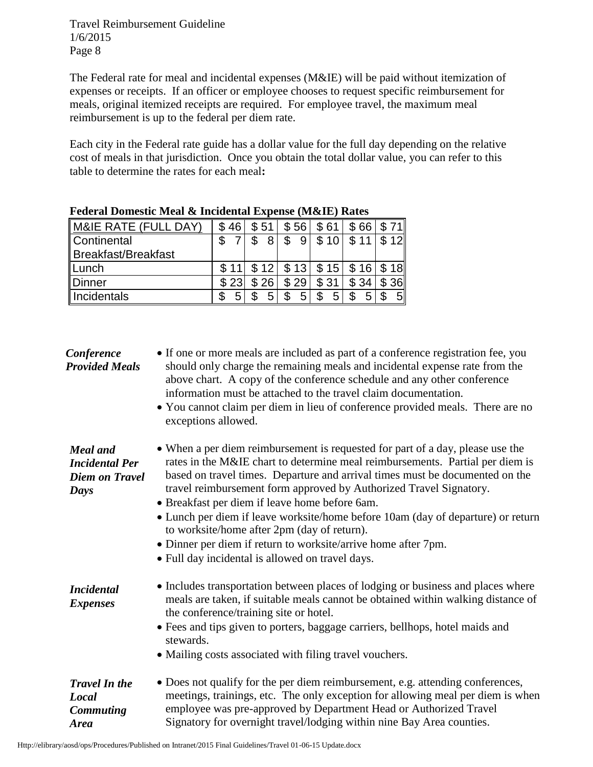The Federal rate for meal and incidental expenses (M&IE) will be paid without itemization of expenses or receipts. If an officer or employee chooses to request specific reimbursement for meals, original itemized receipts are required. For employee travel, the maximum meal reimbursement is up to the federal per diem rate.

Each city in the Federal rate guide has a dollar value for the full day depending on the relative cost of meals in that jurisdiction. Once you obtain the total dollar value, you can refer to this table to determine the rates for each meal**:**

**Federal Domestic Meal & Incidental Expense (M&IE) Rates**

| M&IE RATE (FULL DAY) | $ 46 | $ 51 | $ 56 | $ 61 | $ 66 | $ 71 |
|---|---|---|---|---|---|---|
| Continental Breakfast/Breakfast | $ 7 | $ 8 | $ 9 | $ 10 | $ 11 | $ 12 |
| Lunch | $ 11 | $ 12 | $ 13 | $ 15 | $ 16 | $ 18 |
| Dinner | $ 23 | $ 26 | $ 29 | $ 31 | $ 34 | $ 36 |
| Incidentals | $ 5 | $ 5 | $ 5 | $ 5 | $ 5 | $ 5 |

***Conference Provided Meals***

- If one or more meals are included as part of a conference registration fee, you should only charge the remaining meals and incidental expense rate from the above chart. A copy of the conference schedule and any other conference information must be attached to the travel claim documentation.
- You cannot claim per diem in lieu of conference provided meals. There are no exceptions allowed.

***Meal and Incidental Per Diem on Travel Days***

- When a per diem reimbursement is requested for part of a day, please use the rates in the M&IE chart to determine meal reimbursements. Partial per diem is based on travel times. Departure and arrival times must be documented on the travel reimbursement form approved by Authorized Travel Signatory.
- Breakfast per diem if leave home before 6am.
- Lunch per diem if leave worksite/home before 10am (day of departure) or return to worksite/home after 2pm (day of return).
- Dinner per diem if return to worksite/arrive home after 7pm.
- Full day incidental is allowed on travel days.

***Incidental Expenses***

- Includes transportation between places of lodging or business and places where meals are taken, if suitable meals cannot be obtained within walking distance of the conference/training site or hotel.
- Fees and tips given to porters, baggage carriers, bellhops, hotel maids and stewards.
- Mailing costs associated with filing travel vouchers.

***Travel In the Local Commuting Area***

- Does not qualify for the per diem reimbursement, e.g. attending conferences, meetings, trainings, etc. The only exception for allowing meal per diem is when employee was pre-approved by Department Head or Authorized Travel Signatory for overnight travel/lodging within nine Bay Area counties.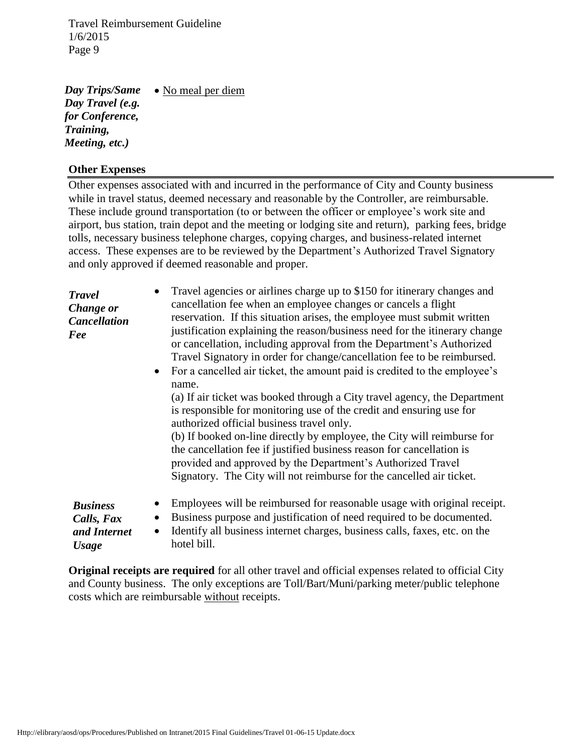| | |
|---|---|
| ***Day Trips/Same Day Travel (e.g. for Conference, Training, Meeting, etc.)*** | • No meal per diem |

## Other Expenses

Other expenses associated with and incurred in the performance of City and County business while in travel status, deemed necessary and reasonable by the Controller, are reimbursable. These include ground transportation (to or between the officer or employee's work site and airport, bus station, train depot and the meeting or lodging site and return), parking fees, bridge tolls, necessary business telephone charges, copying charges, and business-related internet access. These expenses are to be reviewed by the Department's Authorized Travel Signatory and only approved if deemed reasonable and proper.

| | |
|---|---|
| ***Travel Change or Cancellation Fee*** | • Travel agencies or airlines charge up to $150 for itinerary changes and cancellation fee when an employee changes or cancels a flight reservation. If this situation arises, the employee must submit written justification explaining the reason/business need for the itinerary change or cancellation, including approval from the Department's Authorized Travel Signatory in order for change/cancellation fee to be reimbursed.<br>• For a cancelled air ticket, the amount paid is credited to the employee's name.<br>(a) If air ticket was booked through a City travel agency, the Department is responsible for monitoring use of the credit and ensuring use for authorized official business travel only.<br>(b) If booked on-line directly by employee, the City will reimburse for the cancellation fee if justified business reason for cancellation is provided and approved by the Department's Authorized Travel Signatory. The City will not reimburse for the cancelled air ticket. |
| ***Business Calls, Fax and Internet Usage*** | • Employees will be reimbursed for reasonable usage with original receipt.<br>• Business purpose and justification of need required to be documented.<br>• Identify all business internet charges, business calls, faxes, etc. on the hotel bill. |

**Original receipts are required** for all other travel and official expenses related to official City and County business. The only exceptions are Toll/Bart/Muni/parking meter/public telephone costs which are reimbursable without receipts.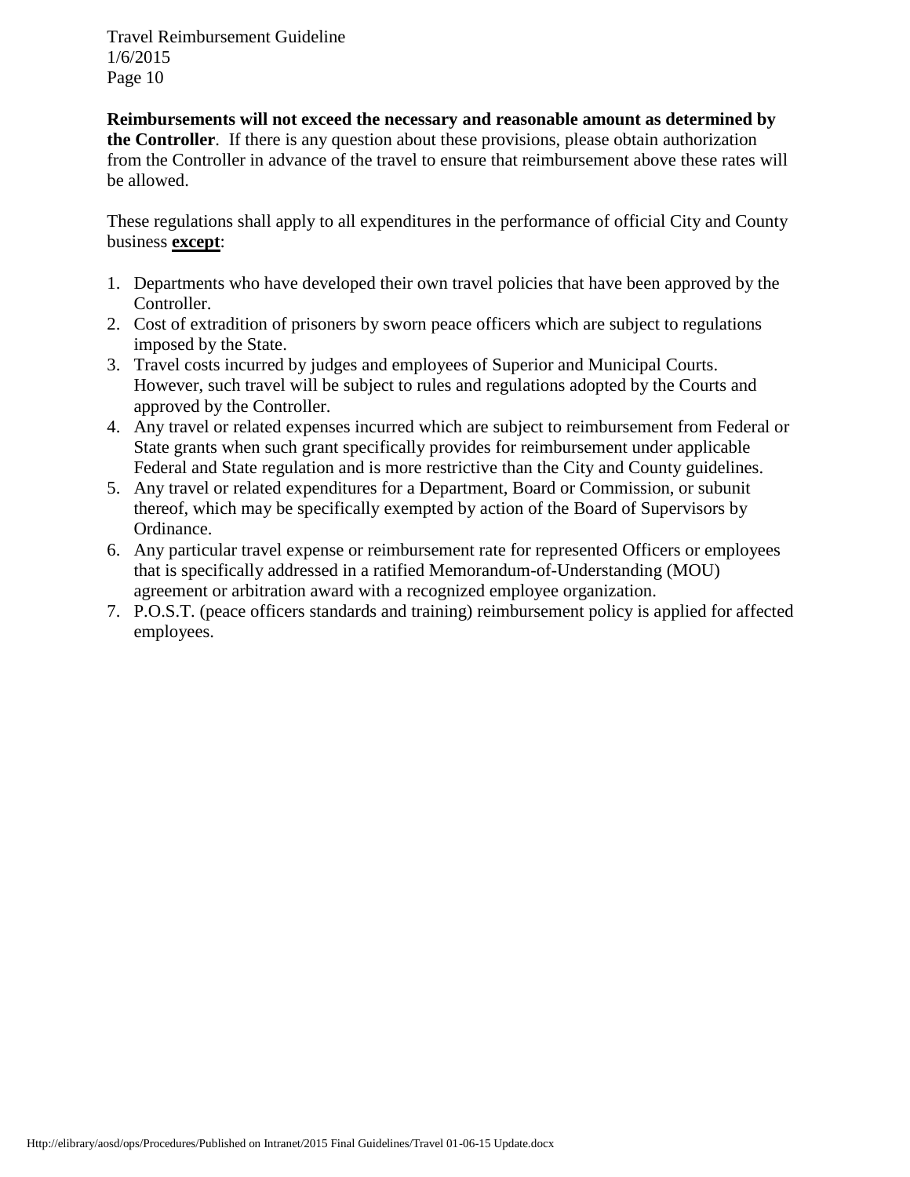**Reimbursements will not exceed the necessary and reasonable amount as determined by the Controller**. If there is any question about these provisions, please obtain authorization from the Controller in advance of the travel to ensure that reimbursement above these rates will be allowed.

These regulations shall apply to all expenditures in the performance of official City and County business **except**:

1. Departments who have developed their own travel policies that have been approved by the Controller.
2. Cost of extradition of prisoners by sworn peace officers which are subject to regulations imposed by the State.
3. Travel costs incurred by judges and employees of Superior and Municipal Courts. However, such travel will be subject to rules and regulations adopted by the Courts and approved by the Controller.
4. Any travel or related expenses incurred which are subject to reimbursement from Federal or State grants when such grant specifically provides for reimbursement under applicable Federal and State regulation and is more restrictive than the City and County guidelines.
5. Any travel or related expenditures for a Department, Board or Commission, or subunit thereof, which may be specifically exempted by action of the Board of Supervisors by Ordinance.
6. Any particular travel expense or reimbursement rate for represented Officers or employees that is specifically addressed in a ratified Memorandum-of-Understanding (MOU) agreement or arbitration award with a recognized employee organization.
7. P.O.S.T. (peace officers standards and training) reimbursement policy is applied for affected employees.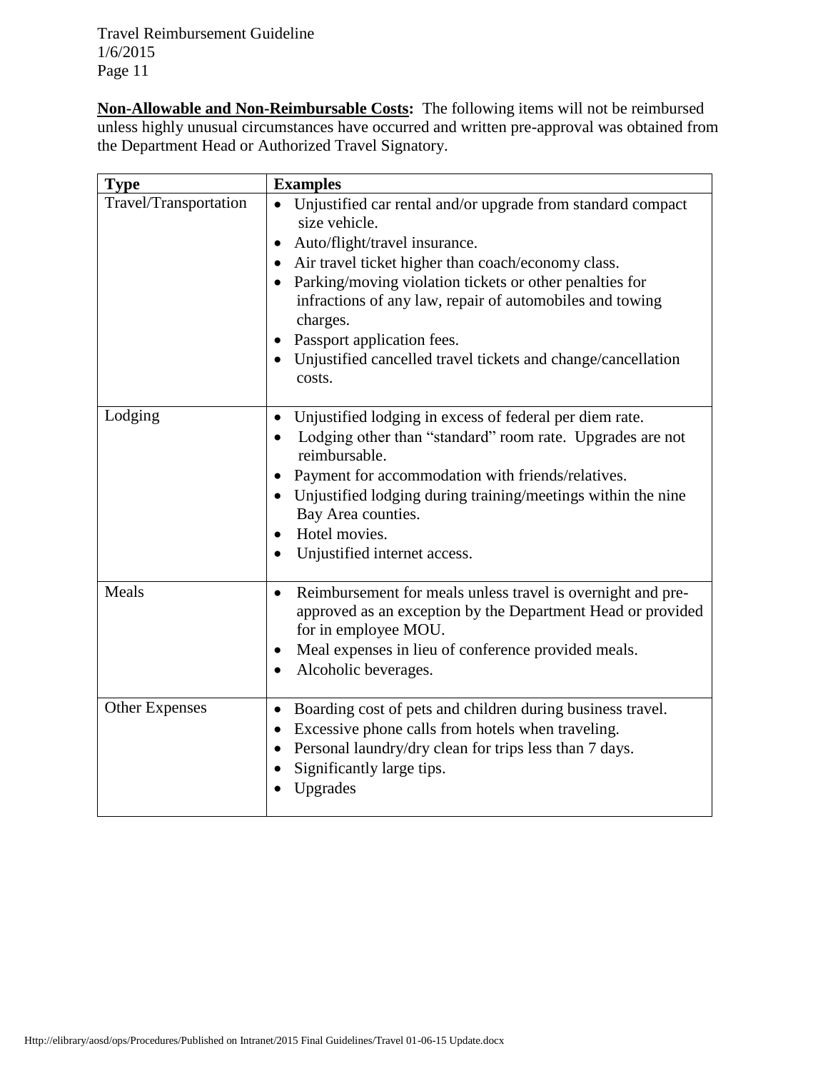**Non-Allowable and Non-Reimbursable Costs:** The following items will not be reimbursed unless highly unusual circumstances have occurred and written pre-approval was obtained from the Department Head or Authorized Travel Signatory.

| Type | Examples |
|---|---|
| Travel/Transportation | • Unjustified car rental and/or upgrade from standard compact size vehicle.<br>• Auto/flight/travel insurance.<br>• Air travel ticket higher than coach/economy class.<br>• Parking/moving violation tickets or other penalties for infractions of any law, repair of automobiles and towing charges.<br>• Passport application fees.<br>• Unjustified cancelled travel tickets and change/cancellation costs. |
| Lodging | • Unjustified lodging in excess of federal per diem rate.<br>• Lodging other than "standard" room rate. Upgrades are not reimbursable.<br>• Payment for accommodation with friends/relatives.<br>• Unjustified lodging during training/meetings within the nine Bay Area counties.<br>• Hotel movies.<br>• Unjustified internet access. |
| Meals | • Reimbursement for meals unless travel is overnight and pre-approved as an exception by the Department Head or provided for in employee MOU.<br>• Meal expenses in lieu of conference provided meals.<br>• Alcoholic beverages. |
| Other Expenses | • Boarding cost of pets and children during business travel.<br>• Excessive phone calls from hotels when traveling.<br>• Personal laundry/dry clean for trips less than 7 days.<br>• Significantly large tips.<br>• Upgrades |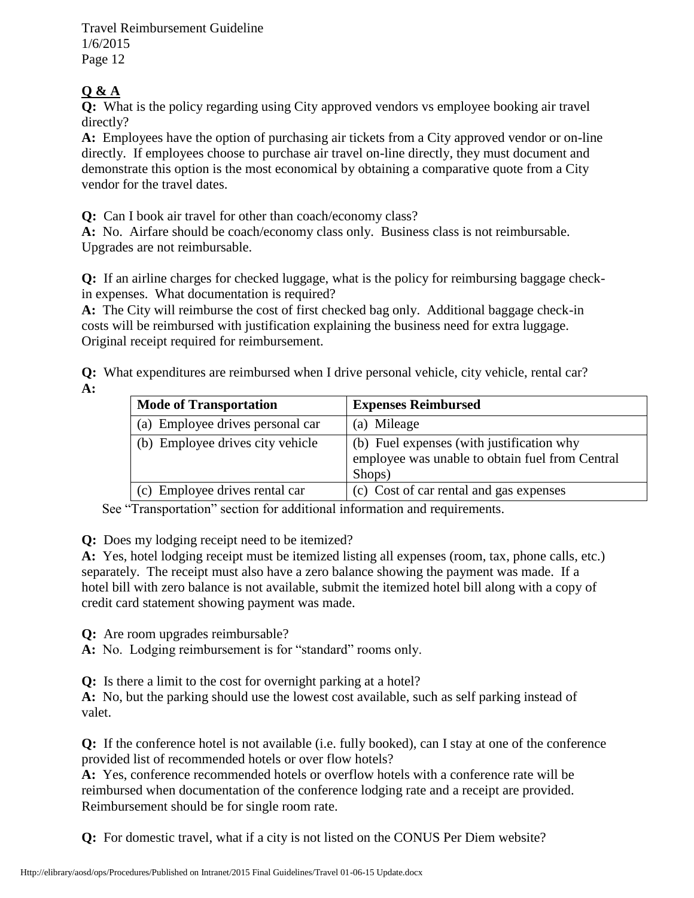**Q & A**

**Q:** What is the policy regarding using City approved vendors vs employee booking air travel directly?

**A:** Employees have the option of purchasing air tickets from a City approved vendor or on-line directly. If employees choose to purchase air travel on-line directly, they must document and demonstrate this option is the most economical by obtaining a comparative quote from a City vendor for the travel dates.

**Q:** Can I book air travel for other than coach/economy class?

**A:** No. Airfare should be coach/economy class only. Business class is not reimbursable. Upgrades are not reimbursable.

**Q:** If an airline charges for checked luggage, what is the policy for reimbursing baggage check-in expenses. What documentation is required?

**A:** The City will reimburse the cost of first checked bag only. Additional baggage check-in costs will be reimbursed with justification explaining the business need for extra luggage. Original receipt required for reimbursement.

**Q:** What expenditures are reimbursed when I drive personal vehicle, city vehicle, rental car?

**A:**

| Mode of Transportation | Expenses Reimbursed |
|---|---|
| (a) Employee drives personal car | (a) Mileage |
| (b) Employee drives city vehicle | (b) Fuel expenses (with justification why employee was unable to obtain fuel from Central Shops) |
| (c) Employee drives rental car | (c) Cost of car rental and gas expenses |

See "Transportation" section for additional information and requirements.

**Q:** Does my lodging receipt need to be itemized?

**A:** Yes, hotel lodging receipt must be itemized listing all expenses (room, tax, phone calls, etc.) separately. The receipt must also have a zero balance showing the payment was made. If a hotel bill with zero balance is not available, submit the itemized hotel bill along with a copy of credit card statement showing payment was made.

**Q:** Are room upgrades reimbursable?

**A:** No. Lodging reimbursement is for "standard" rooms only.

**Q:** Is there a limit to the cost for overnight parking at a hotel?

**A:** No, but the parking should use the lowest cost available, such as self parking instead of valet.

**Q:** If the conference hotel is not available (i.e. fully booked), can I stay at one of the conference provided list of recommended hotels or over flow hotels?

**A:** Yes, conference recommended hotels or overflow hotels with a conference rate will be reimbursed when documentation of the conference lodging rate and a receipt are provided. Reimbursement should be for single room rate.

**Q:** For domestic travel, what if a city is not listed on the CONUS Per Diem website?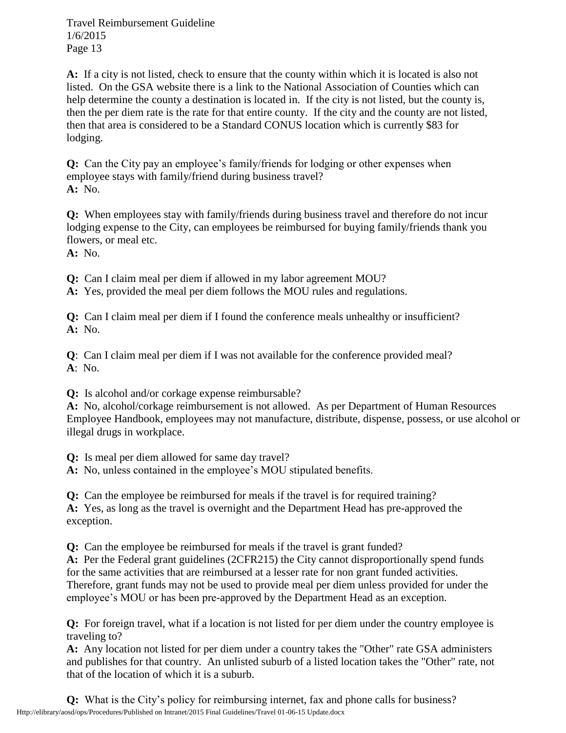**A:** If a city is not listed, check to ensure that the county within which it is located is also not listed. On the GSA website there is a link to the National Association of Counties which can help determine the county a destination is located in. If the city is not listed, but the county is, then the per diem rate is the rate for that entire county. If the city and the county are not listed, then that area is considered to be a Standard CONUS location which is currently $83 for lodging.

**Q:** Can the City pay an employee's family/friends for lodging or other expenses when employee stays with family/friend during business travel?
**A:** No.

**Q:** When employees stay with family/friends during business travel and therefore do not incur lodging expense to the City, can employees be reimbursed for buying family/friends thank you flowers, or meal etc.
**A:** No.

**Q:** Can I claim meal per diem if allowed in my labor agreement MOU?
**A:** Yes, provided the meal per diem follows the MOU rules and regulations.

**Q:** Can I claim meal per diem if I found the conference meals unhealthy or insufficient?
**A:** No.

**Q**: Can I claim meal per diem if I was not available for the conference provided meal?
**A**: No.

**Q:** Is alcohol and/or corkage expense reimbursable?
**A:** No, alcohol/corkage reimbursement is not allowed. As per Department of Human Resources Employee Handbook, employees may not manufacture, distribute, dispense, possess, or use alcohol or illegal drugs in workplace.

**Q:** Is meal per diem allowed for same day travel?
**A:** No, unless contained in the employee's MOU stipulated benefits.

**Q:** Can the employee be reimbursed for meals if the travel is for required training?
**A:** Yes, as long as the travel is overnight and the Department Head has pre-approved the exception.

**Q:** Can the employee be reimbursed for meals if the travel is grant funded?
**A:** Per the Federal grant guidelines (2CFR215) the City cannot disproportionally spend funds for the same activities that are reimbursed at a lesser rate for non grant funded activities. Therefore, grant funds may not be used to provide meal per diem unless provided for under the employee's MOU or has been pre-approved by the Department Head as an exception.

**Q:** For foreign travel, what if a location is not listed for per diem under the country employee is traveling to?
**A:** Any location not listed for per diem under a country takes the "Other" rate GSA administers and publishes for that country. An unlisted suburb of a listed location takes the "Other" rate, not that of the location of which it is a suburb.

**Q:** What is the City's policy for reimbursing internet, fax and phone calls for business?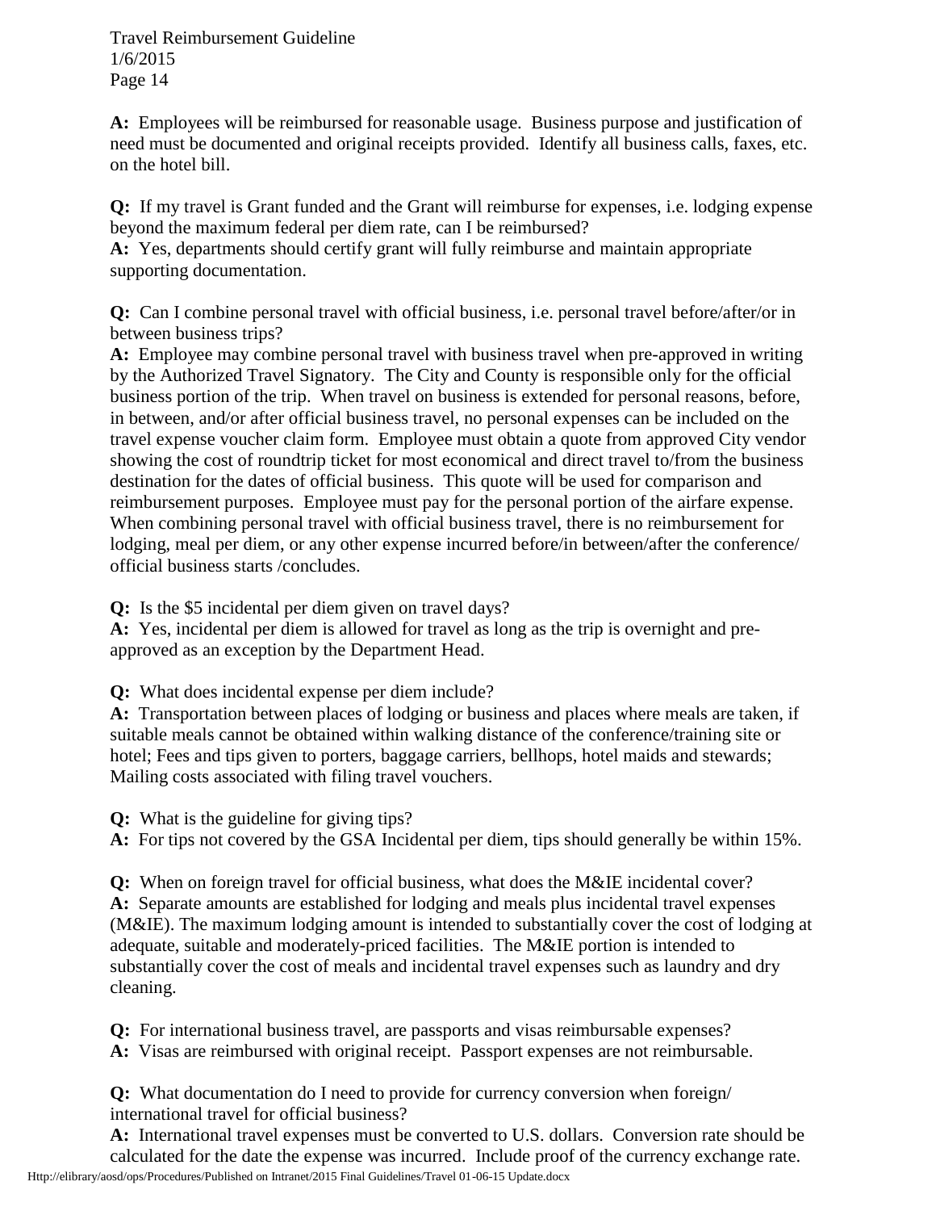**A:** Employees will be reimbursed for reasonable usage. Business purpose and justification of need must be documented and original receipts provided. Identify all business calls, faxes, etc. on the hotel bill.

**Q:** If my travel is Grant funded and the Grant will reimburse for expenses, i.e. lodging expense beyond the maximum federal per diem rate, can I be reimbursed?
**A:** Yes, departments should certify grant will fully reimburse and maintain appropriate supporting documentation.

**Q:** Can I combine personal travel with official business, i.e. personal travel before/after/or in between business trips?
**A:** Employee may combine personal travel with business travel when pre-approved in writing by the Authorized Travel Signatory. The City and County is responsible only for the official business portion of the trip. When travel on business is extended for personal reasons, before, in between, and/or after official business travel, no personal expenses can be included on the travel expense voucher claim form. Employee must obtain a quote from approved City vendor showing the cost of roundtrip ticket for most economical and direct travel to/from the business destination for the dates of official business. This quote will be used for comparison and reimbursement purposes. Employee must pay for the personal portion of the airfare expense. When combining personal travel with official business travel, there is no reimbursement for lodging, meal per diem, or any other expense incurred before/in between/after the conference/ official business starts /concludes.

**Q:** Is the $5 incidental per diem given on travel days?
**A:** Yes, incidental per diem is allowed for travel as long as the trip is overnight and pre-approved as an exception by the Department Head.

**Q:** What does incidental expense per diem include?
**A:** Transportation between places of lodging or business and places where meals are taken, if suitable meals cannot be obtained within walking distance of the conference/training site or hotel; Fees and tips given to porters, baggage carriers, bellhops, hotel maids and stewards; Mailing costs associated with filing travel vouchers.

**Q:** What is the guideline for giving tips?
**A:** For tips not covered by the GSA Incidental per diem, tips should generally be within 15%.

**Q:** When on foreign travel for official business, what does the M&IE incidental cover?
**A:** Separate amounts are established for lodging and meals plus incidental travel expenses (M&IE). The maximum lodging amount is intended to substantially cover the cost of lodging at adequate, suitable and moderately-priced facilities. The M&IE portion is intended to substantially cover the cost of meals and incidental travel expenses such as laundry and dry cleaning.

**Q:** For international business travel, are passports and visas reimbursable expenses?
**A:** Visas are reimbursed with original receipt. Passport expenses are not reimbursable.

**Q:** What documentation do I need to provide for currency conversion when foreign/ international travel for official business?
**A:** International travel expenses must be converted to U.S. dollars. Conversion rate should be calculated for the date the expense was incurred. Include proof of the currency exchange rate.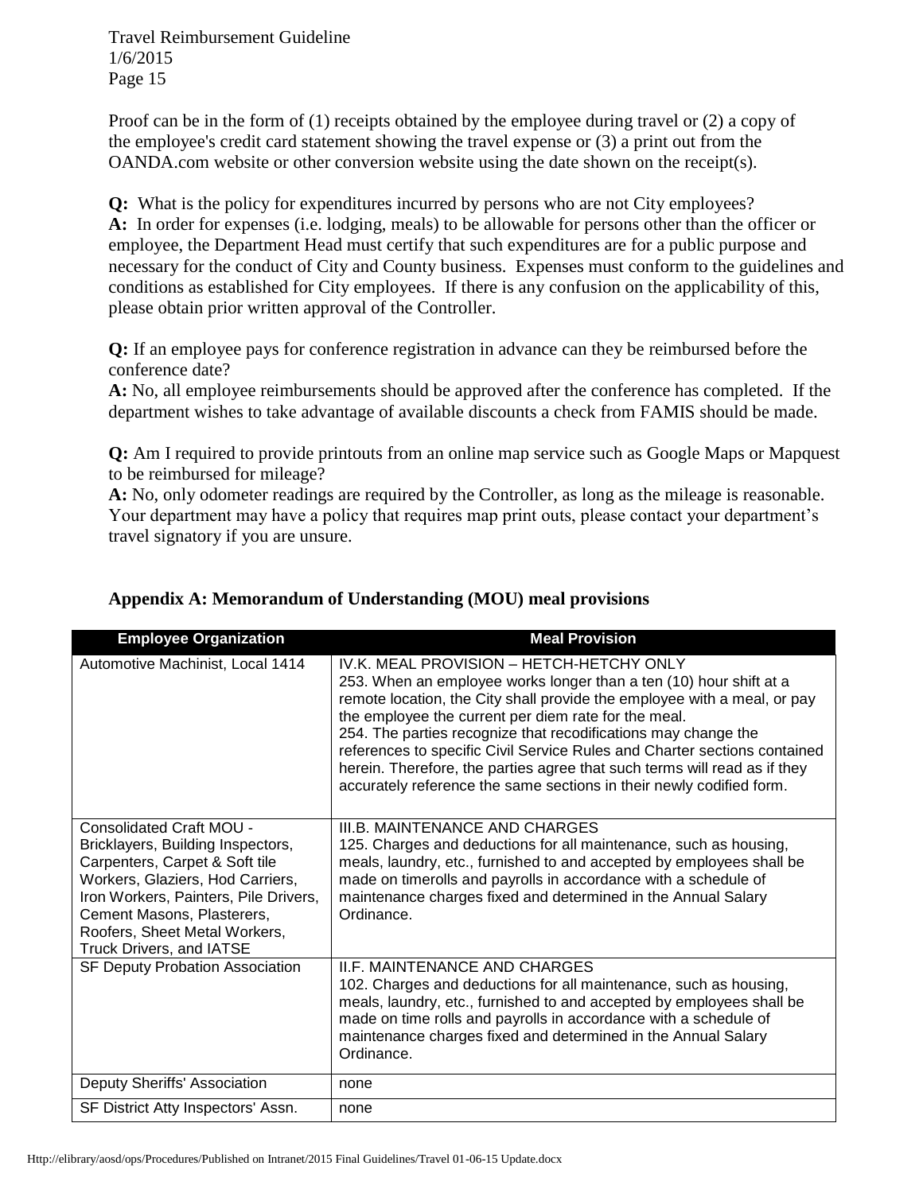Proof can be in the form of (1) receipts obtained by the employee during travel or (2) a copy of the employee's credit card statement showing the travel expense or (3) a print out from the OANDA.com website or other conversion website using the date shown on the receipt(s).

**Q:** What is the policy for expenditures incurred by persons who are not City employees?
**A:** In order for expenses (i.e. lodging, meals) to be allowable for persons other than the officer or employee, the Department Head must certify that such expenditures are for a public purpose and necessary for the conduct of City and County business. Expenses must conform to the guidelines and conditions as established for City employees. If there is any confusion on the applicability of this, please obtain prior written approval of the Controller.

**Q:** If an employee pays for conference registration in advance can they be reimbursed before the conference date?
**A:** No, all employee reimbursements should be approved after the conference has completed. If the department wishes to take advantage of available discounts a check from FAMIS should be made.

**Q:** Am I required to provide printouts from an online map service such as Google Maps or Mapquest to be reimbursed for mileage?
**A:** No, only odometer readings are required by the Controller, as long as the mileage is reasonable. Your department may have a policy that requires map print outs, please contact your department's travel signatory if you are unsure.

## Appendix A: Memorandum of Understanding (MOU) meal provisions

| Employee Organization | Meal Provision |
| --- | --- |
| Automotive Machinist, Local 1414 | IV.K. MEAL PROVISION – HETCH-HETCHY ONLY<br>253. When an employee works longer than a ten (10) hour shift at a remote location, the City shall provide the employee with a meal, or pay the employee the current per diem rate for the meal.<br>254. The parties recognize that recodifications may change the references to specific Civil Service Rules and Charter sections contained herein. Therefore, the parties agree that such terms will read as if they accurately reference the same sections in their newly codified form. |
| Consolidated Craft MOU - Bricklayers, Building Inspectors, Carpenters, Carpet & Soft tile Workers, Glaziers, Hod Carriers, Iron Workers, Painters, Pile Drivers, Cement Masons, Plasterers, Roofers, Sheet Metal Workers, Truck Drivers, and IATSE | III.B. MAINTENANCE AND CHARGES<br>125. Charges and deductions for all maintenance, such as housing, meals, laundry, etc., furnished to and accepted by employees shall be made on timerolls and payrolls in accordance with a schedule of maintenance charges fixed and determined in the Annual Salary Ordinance. |
| SF Deputy Probation Association | II.F. MAINTENANCE AND CHARGES<br>102. Charges and deductions for all maintenance, such as housing, meals, laundry, etc., furnished to and accepted by employees shall be made on time rolls and payrolls in accordance with a schedule of maintenance charges fixed and determined in the Annual Salary Ordinance. |
| Deputy Sheriffs' Association | none |
| SF District Atty Inspectors' Assn. | none |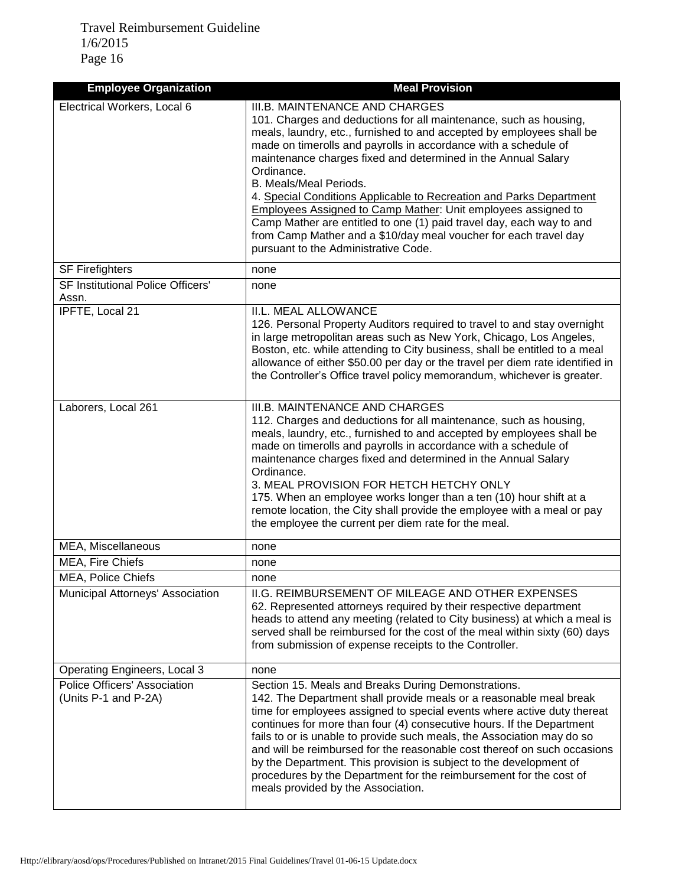| Employee Organization | Meal Provision |
|---|---|
| Electrical Workers, Local 6 | III.B. MAINTENANCE AND CHARGES<br>101. Charges and deductions for all maintenance, such as housing, meals, laundry, etc., furnished to and accepted by employees shall be made on timerolls and payrolls in accordance with a schedule of maintenance charges fixed and determined in the Annual Salary Ordinance.<br>B. Meals/Meal Periods.<br>4. <u>Special Conditions Applicable to Recreation and Parks Department Employees Assigned to Camp Mather</u>: Unit employees assigned to Camp Mather are entitled to one (1) paid travel day, each way to and from Camp Mather and a $10/day meal voucher for each travel day pursuant to the Administrative Code. |
| SF Firefighters | none |
| SF Institutional Police Officers' Assn. | none |
| IPFTE, Local 21 | II.L. MEAL ALLOWANCE<br>126. Personal Property Auditors required to travel to and stay overnight in large metropolitan areas such as New York, Chicago, Los Angeles, Boston, etc. while attending to City business, shall be entitled to a meal allowance of either $50.00 per day or the travel per diem rate identified in the Controller's Office travel policy memorandum, whichever is greater. |
| Laborers, Local 261 | III.B. MAINTENANCE AND CHARGES<br>112. Charges and deductions for all maintenance, such as housing, meals, laundry, etc., furnished to and accepted by employees shall be made on timerolls and payrolls in accordance with a schedule of maintenance charges fixed and determined in the Annual Salary Ordinance.<br>3. MEAL PROVISION FOR HETCH HETCHY ONLY<br>175. When an employee works longer than a ten (10) hour shift at a remote location, the City shall provide the employee with a meal or pay the employee the current per diem rate for the meal. |
| MEA, Miscellaneous | none |
| MEA, Fire Chiefs | none |
| MEA, Police Chiefs | none |
| Municipal Attorneys' Association | II.G. REIMBURSEMENT OF MILEAGE AND OTHER EXPENSES<br>62. Represented attorneys required by their respective department heads to attend any meeting (related to City business) at which a meal is served shall be reimbursed for the cost of the meal within sixty (60) days from submission of expense receipts to the Controller. |
| Operating Engineers, Local 3 | none |
| Police Officers' Association (Units P-1 and P-2A) | Section 15. Meals and Breaks During Demonstrations.<br>142. The Department shall provide meals or a reasonable meal break time for employees assigned to special events where active duty thereat continues for more than four (4) consecutive hours. If the Department fails to or is unable to provide such meals, the Association may do so and will be reimbursed for the reasonable cost thereof on such occasions by the Department. This provision is subject to the development of procedures by the Department for the reimbursement for the cost of meals provided by the Association. |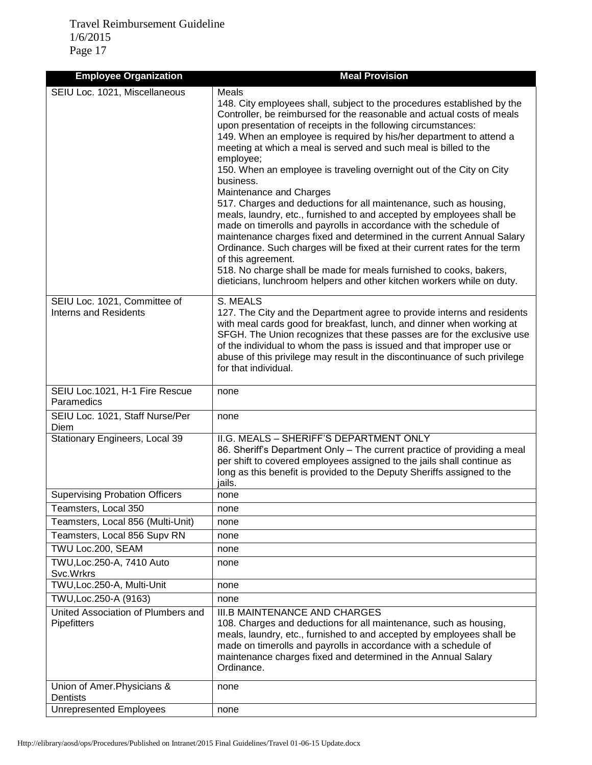| Employee Organization | Meal Provision |
| --- | --- |
| SEIU Loc. 1021, Miscellaneous | Meals<br>148. City employees shall, subject to the procedures established by the Controller, be reimbursed for the reasonable and actual costs of meals upon presentation of receipts in the following circumstances:<br>149. When an employee is required by his/her department to attend a meeting at which a meal is served and such meal is billed to the employee;<br>150. When an employee is traveling overnight out of the City on City business.<br>Maintenance and Charges<br>517. Charges and deductions for all maintenance, such as housing, meals, laundry, etc., furnished to and accepted by employees shall be made on timerolls and payrolls in accordance with the schedule of maintenance charges fixed and determined in the current Annual Salary Ordinance. Such charges will be fixed at their current rates for the term of this agreement.<br>518. No charge shall be made for meals furnished to cooks, bakers, dieticians, lunchroom helpers and other kitchen workers while on duty. |
| SEIU Loc. 1021, Committee of Interns and Residents | S. MEALS<br>127. The City and the Department agree to provide interns and residents with meal cards good for breakfast, lunch, and dinner when working at SFGH. The Union recognizes that these passes are for the exclusive use of the individual to whom the pass is issued and that improper use or abuse of this privilege may result in the discontinuance of such privilege for that individual. |
| SEIU Loc.1021, H-1 Fire Rescue Paramedics | none |
| SEIU Loc. 1021, Staff Nurse/Per Diem | none |
| Stationary Engineers, Local 39 | II.G. MEALS – SHERIFF'S DEPARTMENT ONLY<br>86. Sheriff's Department Only – The current practice of providing a meal per shift to covered employees assigned to the jails shall continue as long as this benefit is provided to the Deputy Sheriffs assigned to the jails. |
| Supervising Probation Officers | none |
| Teamsters, Local 350 | none |
| Teamsters, Local 856 (Multi-Unit) | none |
| Teamsters, Local 856 Supv RN | none |
| TWU Loc.200, SEAM | none |
| TWU,Loc.250-A, 7410 Auto Svc.Wrkrs | none |
| TWU,Loc.250-A, Multi-Unit | none |
| TWU,Loc.250-A (9163) | none |
| United Association of Plumbers and Pipefitters | III.B MAINTENANCE AND CHARGES<br>108. Charges and deductions for all maintenance, such as housing, meals, laundry, etc., furnished to and accepted by employees shall be made on timerolls and payrolls in accordance with a schedule of maintenance charges fixed and determined in the Annual Salary Ordinance. |
| Union of Amer.Physicians & Dentists | none |
| Unrepresented Employees | none |